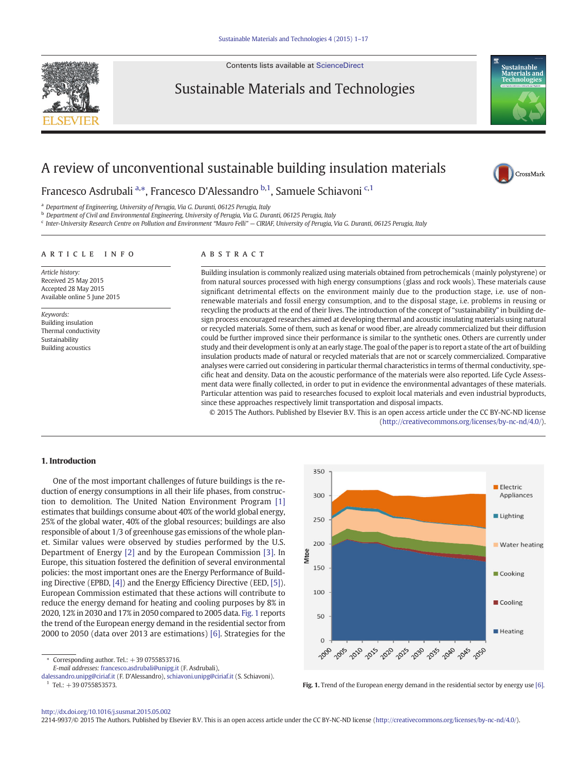Contents lists available at ScienceDirect

Sustainable Materials and Technologies

# A review of unconventional sustainable building insulation materials

Francesco Asdrubali [a,*], Francesco D'Alessandro [b,1], Samuele Schiavoni [c,1]

[a] Department of Engineering, University of Perugia, Via G. Duranti, 06125 Perugia, Italy
[b] Department of Civil and Environmental Engineering, University of Perugia, Via G. Duranti, 06125 Perugia, Italy
[c] Inter-University Research Centre on Pollution and Environment "Mauro Felli" — CIRIAF, University of Perugia, Via G. Duranti, 06125 Perugia, Italy

## ARTICLE INFO

*Article history:*
Received 25 May 2015
Accepted 28 May 2015
Available online 5 June 2015

*Keywords:*
Building insulation
Thermal conductivity
Sustainability
Building acoustics

## ABSTRACT

Building insulation is commonly realized using materials obtained from petrochemicals (mainly polystyrene) or from natural sources processed with high energy consumptions (glass and rock wools). These materials cause significant detrimental effects on the environment mainly due to the production stage, i.e. use of non-renewable materials and fossil energy consumption, and to the disposal stage, i.e. problems in reusing or recycling the products at the end of their lives. The introduction of the concept of "sustainability" in building design process encouraged researches aimed at developing thermal and acoustic insulating materials using natural or recycled materials. Some of them, such as kenaf or wood fiber, are already commercialized but their diffusion could be further improved since their performance is similar to the synthetic ones. Others are currently under study and their development is only at an early stage. The goal of the paper is to report a state of the art of building insulation products made of natural or recycled materials that are not or scarcely commercialized. Comparative analyses were carried out considering in particular thermal characteristics in terms of thermal conductivity, specific heat and density. Data on the acoustic performance of the materials were also reported. Life Cycle Assessment data were finally collected, in order to put in evidence the environmental advantages of these materials. Particular attention was paid to researches focused to exploit local materials and even industrial byproducts, since these approaches respectively limit transportation and disposal impacts.

© 2015 The Authors. Published by Elsevier B.V. This is an open access article under the CC BY-NC-ND license (http://creativecommons.org/licenses/by-nc-nd/4.0/).

## 1. Introduction

One of the most important challenges of future buildings is the reduction of energy consumptions in all their life phases, from construction to demolition. The United Nation Environment Program [1] estimates that buildings consume about 40% of the world global energy, 25% of the global water, 40% of the global resources; buildings are also responsible of about 1/3 of greenhouse gas emissions of the whole planet. Similar values were observed by studies performed by the U.S. Department of Energy [2] and by the European Commission [3]. In Europe, this situation fostered the definition of several environmental policies: the most important ones are the Energy Performance of Building Directive (EPBD, [4]) and the Energy Efficiency Directive (EED, [5]). European Commission estimated that these actions will contribute to reduce the energy demand for heating and cooling purposes by 8% in 2020, 12% in 2030 and 17% in 2050 compared to 2005 data. Fig. 1 reports the trend of the European energy demand in the residential sector from 2000 to 2050 (data over 2013 are estimations) [6]. Strategies for the

Mtoe
350
300
250
200
150
100
50
0
2000 2005 2010 2015 2020 2025 2030 2035 2040 2045 2050
Electric Appliances
Lighting
Water heating
Cooking
Cooling
Heating

**Fig. 1.** Trend of the European energy demand in the residential sector by energy use [6].

* Corresponding author. Tel.: +39 0755853716.
*E-mail addresses:* francesco.asdrubali@unipg.it (F. Asdrubali), dalessandro.unipg@ciriaf.it (F. D'Alessandro), schiavoni.unipg@ciriaf.it (S. Schiavoni).
[1] Tel.: +39 0755853573.

http://dx.doi.org/10.1016/j.susmat.2015.05.002
2214-9937/© 2015 The Authors. Published by Elsevier B.V. This is an open access article under the CC BY-NC-ND license (http://creativecommons.org/licenses/by-nc-nd/4.0/).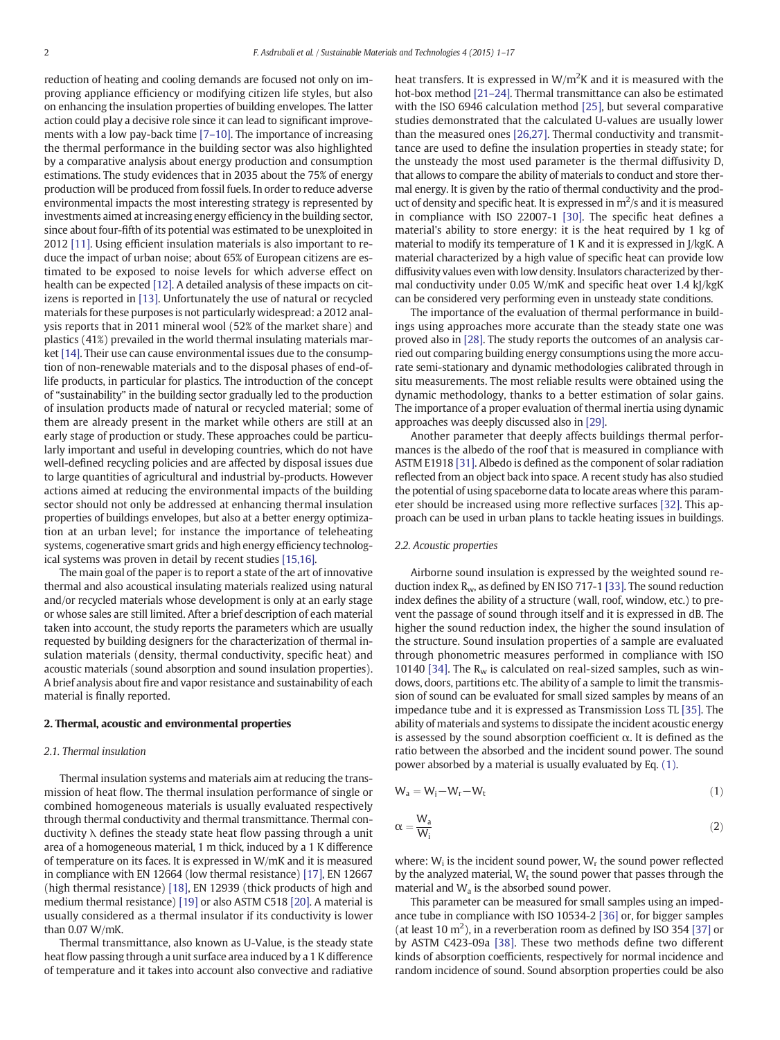reduction of heating and cooling demands are focused not only on improving appliance efficiency or modifying citizen life styles, but also on enhancing the insulation properties of building envelopes. The latter action could play a decisive role since it can lead to significant improvements with a low pay-back time [7–10]. The importance of increasing the thermal performance in the building sector was also highlighted by a comparative analysis about energy production and consumption estimations. The study evidences that in 2035 about the 75% of energy production will be produced from fossil fuels. In order to reduce adverse environmental impacts the most interesting strategy is represented by investments aimed at increasing energy efficiency in the building sector, since about four-fifth of its potential was estimated to be unexploited in 2012 [11]. Using efficient insulation materials is also important to reduce the impact of urban noise; about 65% of European citizens are estimated to be exposed to noise levels for which adverse effect on health can be expected [12]. A detailed analysis of these impacts on citizens is reported in [13]. Unfortunately the use of natural or recycled materials for these purposes is not particularly widespread: a 2012 analysis reports that in 2011 mineral wool (52% of the market share) and plastics (41%) prevailed in the world thermal insulating materials market [14]. Their use can cause environmental issues due to the consumption of non-renewable materials and to the disposal phases of end-of-life products, in particular for plastics. The introduction of the concept of "sustainability" in the building sector gradually led to the production of insulation products made of natural or recycled material; some of them are already present in the market while others are still at an early stage of production or study. These approaches could be particularly important and useful in developing countries, which do not have well-defined recycling policies and are affected by disposal issues due to large quantities of agricultural and industrial by-products. However actions aimed at reducing the environmental impacts of the building sector should not only be addressed at enhancing thermal insulation properties of buildings envelopes, but also at a better energy optimization at an urban level; for instance the importance of teleheating systems, cogenerative smart grids and high energy efficiency technological systems was proven in detail by recent studies [15,16].

The main goal of the paper is to report a state of the art of innovative thermal and also acoustical insulating materials realized using natural and/or recycled materials whose development is only at an early stage or whose sales are still limited. After a brief description of each material taken into account, the study reports the parameters which are usually requested by building designers for the characterization of thermal insulation materials (density, thermal conductivity, specific heat) and acoustic materials (sound absorption and sound insulation properties). A brief analysis about fire and vapor resistance and sustainability of each material is finally reported.

## 2. Thermal, acoustic and environmental properties

### 2.1. Thermal insulation

Thermal insulation systems and materials aim at reducing the transmission of heat flow. The thermal insulation performance of single or combined homogeneous materials is usually evaluated respectively through thermal conductivity and thermal transmittance. Thermal conductivity $\lambda$ defines the steady state heat flow passing through a unit area of a homogeneous material, 1 m thick, induced by a 1 K difference of temperature on its faces. It is expressed in W/mK and it is measured in compliance with EN 12664 (low thermal resistance) [17], EN 12667 (high thermal resistance) [18], EN 12939 (thick products of high and medium thermal resistance) [19] or also ASTM C518 [20]. A material is usually considered as a thermal insulator if its conductivity is lower than 0.07 W/mK.

Thermal transmittance, also known as U-Value, is the steady state heat flow passing through a unit surface area induced by a 1 K difference of temperature and it takes into account also convective and radiative heat transfers. It is expressed in $W/m^2K$ and it is measured with the hot-box method [21–24]. Thermal transmittance can also be estimated with the ISO 6946 calculation method [25], but several comparative studies demonstrated that the calculated U-values are usually lower than the measured ones [26,27]. Thermal conductivity and transmittance are used to define the insulation properties in steady state; for the unsteady the most used parameter is the thermal diffusivity D, that allows to compare the ability of materials to conduct and store thermal energy. It is given by the ratio of thermal conductivity and the product of density and specific heat. It is expressed in $m^2/s$ and it is measured in compliance with ISO 22007-1 [30]. The specific heat defines a material's ability to store energy: it is the heat required by 1 kg of material to modify its temperature of 1 K and it is expressed in J/kgK. A material characterized by a high value of specific heat can provide low diffusivity values even with low density. Insulators characterized by thermal conductivity under 0.05 W/mK and specific heat over 1.4 kJ/kgK can be considered very performing even in unsteady state conditions.

The importance of the evaluation of thermal performance in buildings using approaches more accurate than the steady state one was proved also in [28]. The study reports the outcomes of an analysis carried out comparing building energy consumptions using the more accurate semi-stationary and dynamic methodologies calibrated through in situ measurements. The most reliable results were obtained using the dynamic methodology, thanks to a better estimation of solar gains. The importance of a proper evaluation of thermal inertia using dynamic approaches was deeply discussed also in [29].

Another parameter that deeply affects buildings thermal performances is the albedo of the roof that is measured in compliance with ASTM E1918 [31]. Albedo is defined as the component of solar radiation reflected from an object back into space. A recent study has also studied the potential of using spaceborne data to locate areas where this parameter should be increased using more reflective surfaces [32]. This approach can be used in urban plans to tackle heating issues in buildings.

### 2.2. Acoustic properties

Airborne sound insulation is expressed by the weighted sound reduction index $R_w$, as defined by EN ISO 717-1 [33]. The sound reduction index defines the ability of a structure (wall, roof, window, etc.) to prevent the passage of sound through itself and it is expressed in dB. The higher the sound reduction index, the higher the sound insulation of the structure. Sound insulation properties of a sample are evaluated through phonometric measures performed in compliance with ISO 10140 [34]. The $R_w$ is calculated on real-sized samples, such as windows, doors, partitions etc. The ability of a sample to limit the transmission of sound can be evaluated for small sized samples by means of an impedance tube and it is expressed as Transmission Loss TL [35]. The ability of materials and systems to dissipate the incident acoustic energy is assessed by the sound absorption coefficient $\alpha$. It is defined as the ratio between the absorbed and the incident sound power. The sound power absorbed by a material is usually evaluated by Eq. (1).

$$W_a = W_i - W_r - W_t \tag{1}$$

$$\alpha = \frac{W_a}{W_i} \tag{2}$$

where: $W_i$ is the incident sound power, $W_r$ the sound power reflected by the analyzed material, $W_t$ the sound power that passes through the material and $W_a$ is the absorbed sound power.

This parameter can be measured for small samples using an impedance tube in compliance with ISO 10534-2 [36] or, for bigger samples (at least 10 $m^2$), in a reverberation room as defined by ISO 354 [37] or by ASTM C423-09a [38]. These two methods define two different kinds of absorption coefficients, respectively for normal incidence and random incidence of sound. Sound absorption properties could be also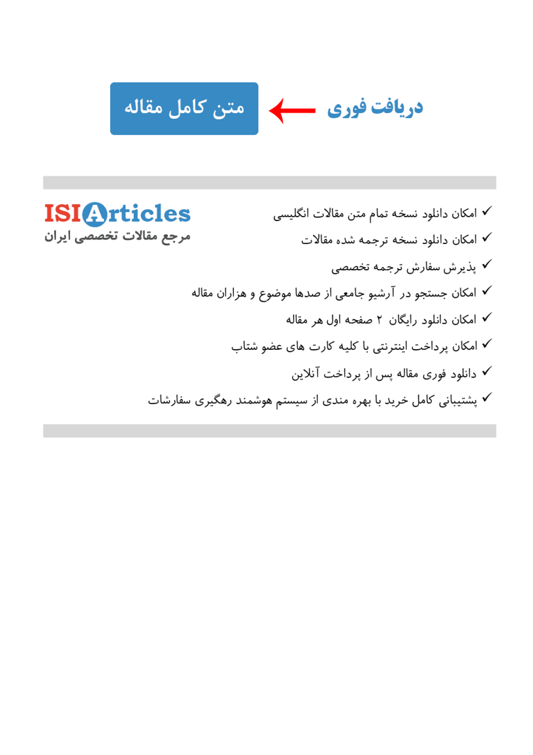دریافت فوری ← **متن کامل مقاله**

**ISIArticles**

مرجع مقالات تخصصی ایران

- ✓ امکان دانلود نسخه تمام متن مقالات انگلیسی
- ✓ امکان دانلود نسخه ترجمه شده مقالات
- ✓ پذیرش سفارش ترجمه تخصصی
- ✓ امکان جستجو در آرشیو جامعی از صدها موضوع و هزاران مقاله
- ✓ امکان دانلود رایگان ۲ صفحه اول هر مقاله
- ✓ امکان پرداخت اینترنتی با کلیه کارت های عضو شتاب
- ✓ دانلود فوری مقاله پس از پرداخت آنلاین
- ✓ پشتیبانی کامل خرید با بهره مندی از سیستم هوشمند رهگیری سفارشات